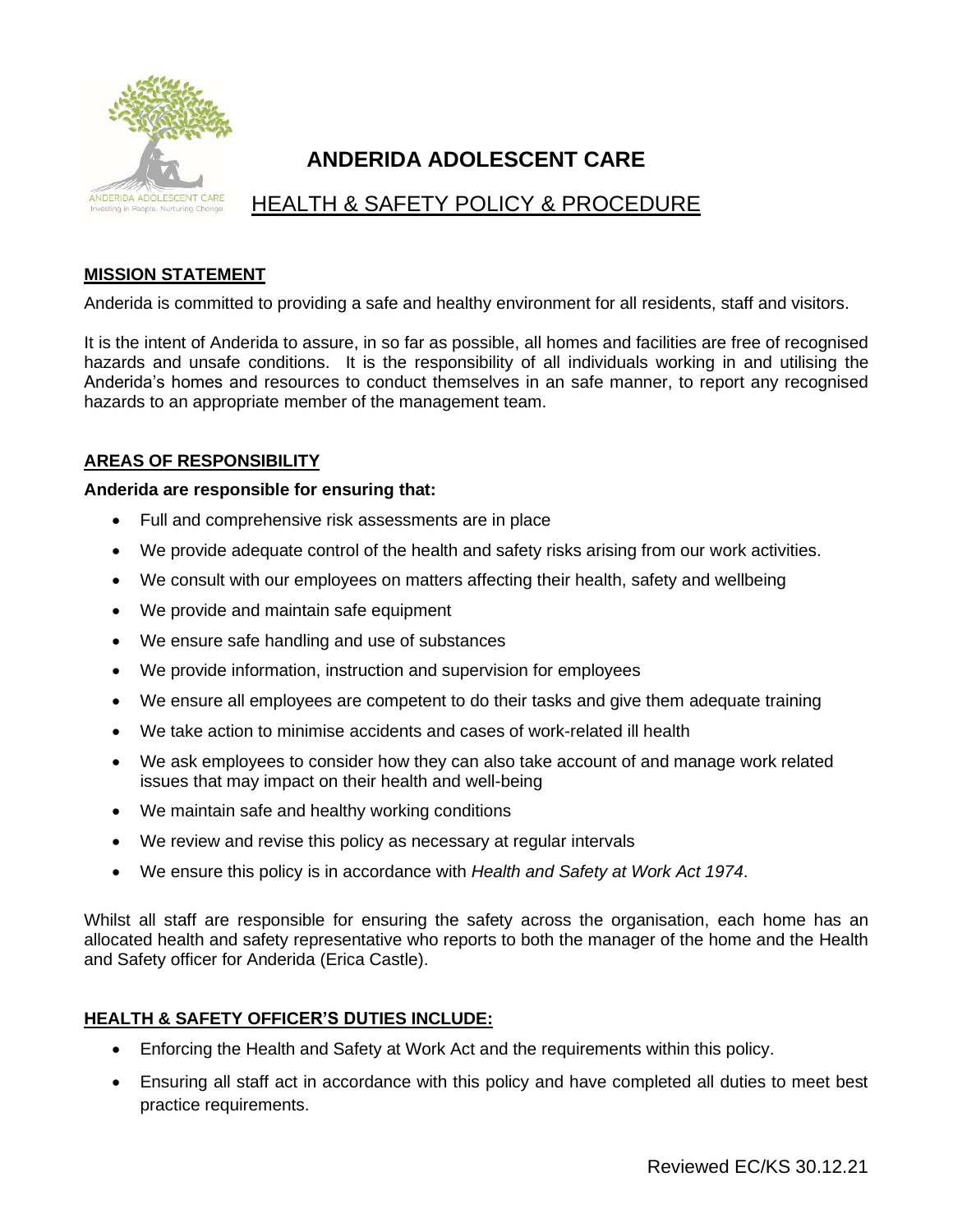# ANDERIDA ADOLESCENT CARE

## HEALTH & SAFETY POLICY & PROCEDURE

**MISSION STATEMENT**

Anderida is committed to providing a safe and healthy environment for all residents, staff and visitors.

It is the intent of Anderida to assure, in so far as possible, all homes and facilities are free of recognised hazards and unsafe conditions. It is the responsibility of all individuals working in and utilising the Anderida's homes and resources to conduct themselves in an safe manner, to report any recognised hazards to an appropriate member of the management team.

**AREAS OF RESPONSIBILITY**

**Anderida are responsible for ensuring that:**

- Full and comprehensive risk assessments are in place
- We provide adequate control of the health and safety risks arising from our work activities.
- We consult with our employees on matters affecting their health, safety and wellbeing
- We provide and maintain safe equipment
- We ensure safe handling and use of substances
- We provide information, instruction and supervision for employees
- We ensure all employees are competent to do their tasks and give them adequate training
- We take action to minimise accidents and cases of work-related ill health
- We ask employees to consider how they can also take account of and manage work related issues that may impact on their health and well-being
- We maintain safe and healthy working conditions
- We review and revise this policy as necessary at regular intervals
- We ensure this policy is in accordance with *Health and Safety at Work Act 1974*.

Whilst all staff are responsible for ensuring the safety across the organisation, each home has an allocated health and safety representative who reports to both the manager of the home and the Health and Safety officer for Anderida (Erica Castle).

**HEALTH & SAFETY OFFICER'S DUTIES INCLUDE:**

- Enforcing the Health and Safety at Work Act and the requirements within this policy.
- Ensuring all staff act in accordance with this policy and have completed all duties to meet best practice requirements.

Reviewed EC/KS 30.12.21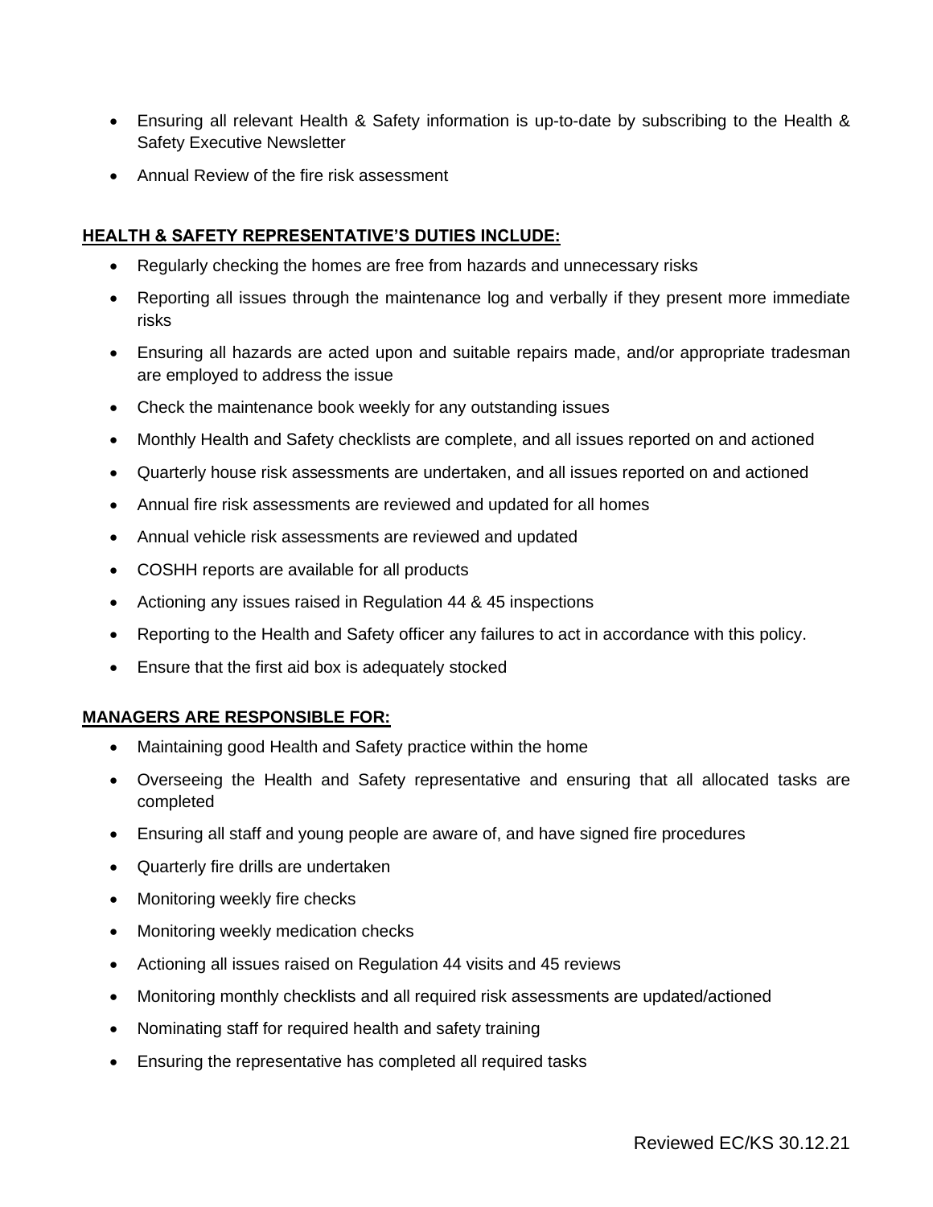- Ensuring all relevant Health & Safety information is up-to-date by subscribing to the Health & Safety Executive Newsletter
- Annual Review of the fire risk assessment

**HEALTH & SAFETY REPRESENTATIVE'S DUTIES INCLUDE:**

- Regularly checking the homes are free from hazards and unnecessary risks
- Reporting all issues through the maintenance log and verbally if they present more immediate risks
- Ensuring all hazards are acted upon and suitable repairs made, and/or appropriate tradesman are employed to address the issue
- Check the maintenance book weekly for any outstanding issues
- Monthly Health and Safety checklists are complete, and all issues reported on and actioned
- Quarterly house risk assessments are undertaken, and all issues reported on and actioned
- Annual fire risk assessments are reviewed and updated for all homes
- Annual vehicle risk assessments are reviewed and updated
- COSHH reports are available for all products
- Actioning any issues raised in Regulation 44 & 45 inspections
- Reporting to the Health and Safety officer any failures to act in accordance with this policy.
- Ensure that the first aid box is adequately stocked

**MANAGERS ARE RESPONSIBLE FOR:**

- Maintaining good Health and Safety practice within the home
- Overseeing the Health and Safety representative and ensuring that all allocated tasks are completed
- Ensuring all staff and young people are aware of, and have signed fire procedures
- Quarterly fire drills are undertaken
- Monitoring weekly fire checks
- Monitoring weekly medication checks
- Actioning all issues raised on Regulation 44 visits and 45 reviews
- Monitoring monthly checklists and all required risk assessments are updated/actioned
- Nominating staff for required health and safety training
- Ensuring the representative has completed all required tasks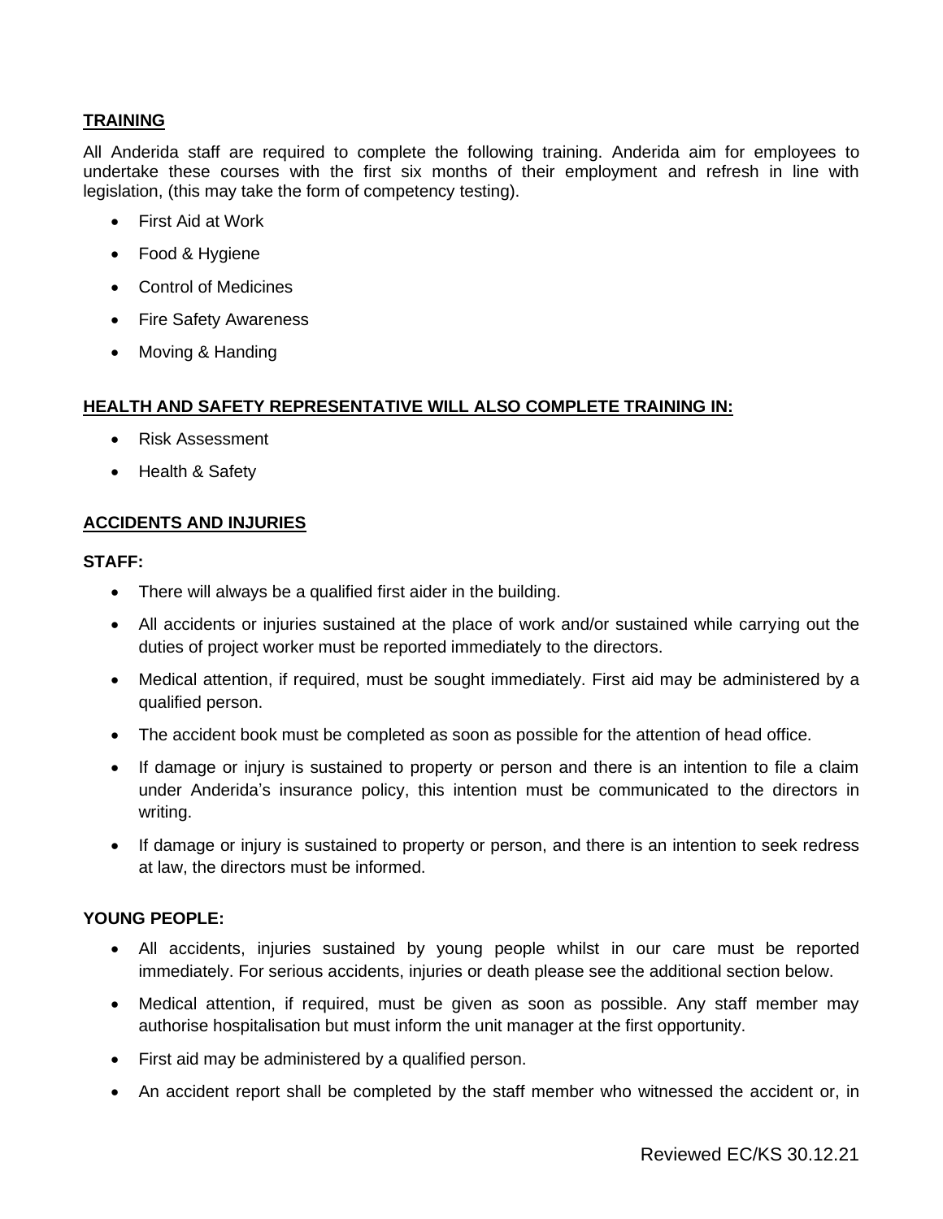**TRAINING**

All Anderida staff are required to complete the following training. Anderida aim for employees to undertake these courses with the first six months of their employment and refresh in line with legislation, (this may take the form of competency testing).

- First Aid at Work
- Food & Hygiene
- Control of Medicines
- Fire Safety Awareness
- Moving & Handing

**HEALTH AND SAFETY REPRESENTATIVE WILL ALSO COMPLETE TRAINING IN:**

- Risk Assessment
- Health & Safety

**ACCIDENTS AND INJURIES**

**STAFF:**

- There will always be a qualified first aider in the building.
- All accidents or injuries sustained at the place of work and/or sustained while carrying out the duties of project worker must be reported immediately to the directors.
- Medical attention, if required, must be sought immediately. First aid may be administered by a qualified person.
- The accident book must be completed as soon as possible for the attention of head office.
- If damage or injury is sustained to property or person and there is an intention to file a claim under Anderida's insurance policy, this intention must be communicated to the directors in writing.
- If damage or injury is sustained to property or person, and there is an intention to seek redress at law, the directors must be informed.

**YOUNG PEOPLE:**

- All accidents, injuries sustained by young people whilst in our care must be reported immediately. For serious accidents, injuries or death please see the additional section below.
- Medical attention, if required, must be given as soon as possible. Any staff member may authorise hospitalisation but must inform the unit manager at the first opportunity.
- First aid may be administered by a qualified person.
- An accident report shall be completed by the staff member who witnessed the accident or, in

Reviewed EC/KS 30.12.21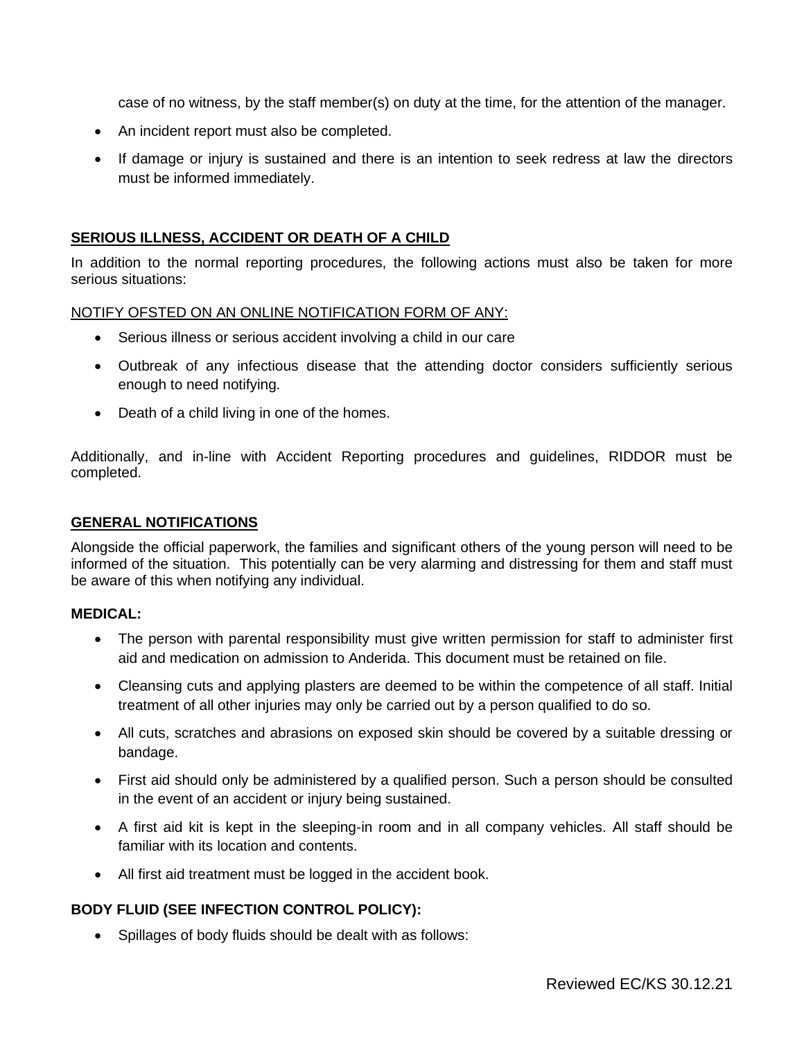case of no witness, by the staff member(s) on duty at the time, for the attention of the manager.

- An incident report must also be completed.
- If damage or injury is sustained and there is an intention to seek redress at law the directors must be informed immediately.

## SERIOUS ILLNESS, ACCIDENT OR DEATH OF A CHILD

In addition to the normal reporting procedures, the following actions must also be taken for more serious situations:

NOTIFY OFSTED ON AN ONLINE NOTIFICATION FORM OF ANY:

- Serious illness or serious accident involving a child in our care
- Outbreak of any infectious disease that the attending doctor considers sufficiently serious enough to need notifying.
- Death of a child living in one of the homes.

Additionally, and in-line with Accident Reporting procedures and guidelines, RIDDOR must be completed.

## GENERAL NOTIFICATIONS

Alongside the official paperwork, the families and significant others of the young person will need to be informed of the situation. This potentially can be very alarming and distressing for them and staff must be aware of this when notifying any individual.

**MEDICAL:**

- The person with parental responsibility must give written permission for staff to administer first aid and medication on admission to Anderida. This document must be retained on file.
- Cleansing cuts and applying plasters are deemed to be within the competence of all staff. Initial treatment of all other injuries may only be carried out by a person qualified to do so.
- All cuts, scratches and abrasions on exposed skin should be covered by a suitable dressing or bandage.
- First aid should only be administered by a qualified person. Such a person should be consulted in the event of an accident or injury being sustained.
- A first aid kit is kept in the sleeping-in room and in all company vehicles. All staff should be familiar with its location and contents.
- All first aid treatment must be logged in the accident book.

**BODY FLUID (SEE INFECTION CONTROL POLICY):**

- Spillages of body fluids should be dealt with as follows: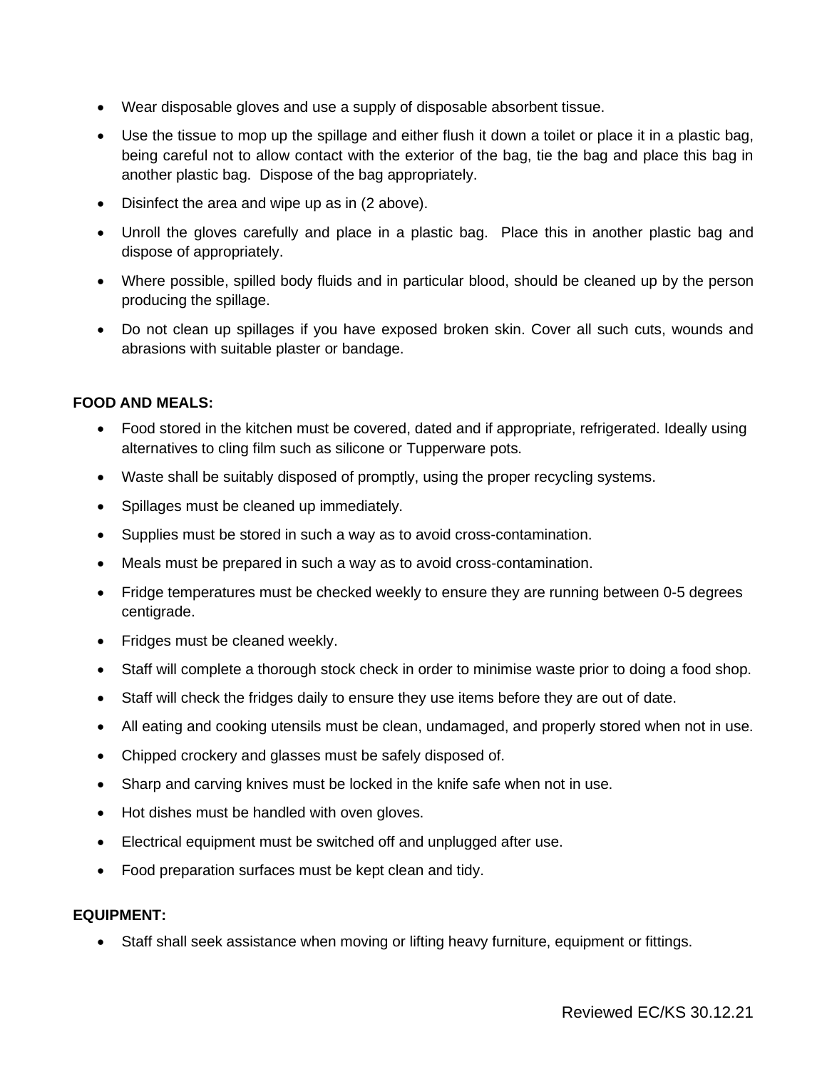- Wear disposable gloves and use a supply of disposable absorbent tissue.
- Use the tissue to mop up the spillage and either flush it down a toilet or place it in a plastic bag, being careful not to allow contact with the exterior of the bag, tie the bag and place this bag in another plastic bag. Dispose of the bag appropriately.
- Disinfect the area and wipe up as in (2 above).
- Unroll the gloves carefully and place in a plastic bag. Place this in another plastic bag and dispose of appropriately.
- Where possible, spilled body fluids and in particular blood, should be cleaned up by the person producing the spillage.
- Do not clean up spillages if you have exposed broken skin. Cover all such cuts, wounds and abrasions with suitable plaster or bandage.

**FOOD AND MEALS:**

- Food stored in the kitchen must be covered, dated and if appropriate, refrigerated. Ideally using alternatives to cling film such as silicone or Tupperware pots.
- Waste shall be suitably disposed of promptly, using the proper recycling systems.
- Spillages must be cleaned up immediately.
- Supplies must be stored in such a way as to avoid cross-contamination.
- Meals must be prepared in such a way as to avoid cross-contamination.
- Fridge temperatures must be checked weekly to ensure they are running between 0-5 degrees centigrade.
- Fridges must be cleaned weekly.
- Staff will complete a thorough stock check in order to minimise waste prior to doing a food shop.
- Staff will check the fridges daily to ensure they use items before they are out of date.
- All eating and cooking utensils must be clean, undamaged, and properly stored when not in use.
- Chipped crockery and glasses must be safely disposed of.
- Sharp and carving knives must be locked in the knife safe when not in use.
- Hot dishes must be handled with oven gloves.
- Electrical equipment must be switched off and unplugged after use.
- Food preparation surfaces must be kept clean and tidy.

**EQUIPMENT:**

- Staff shall seek assistance when moving or lifting heavy furniture, equipment or fittings.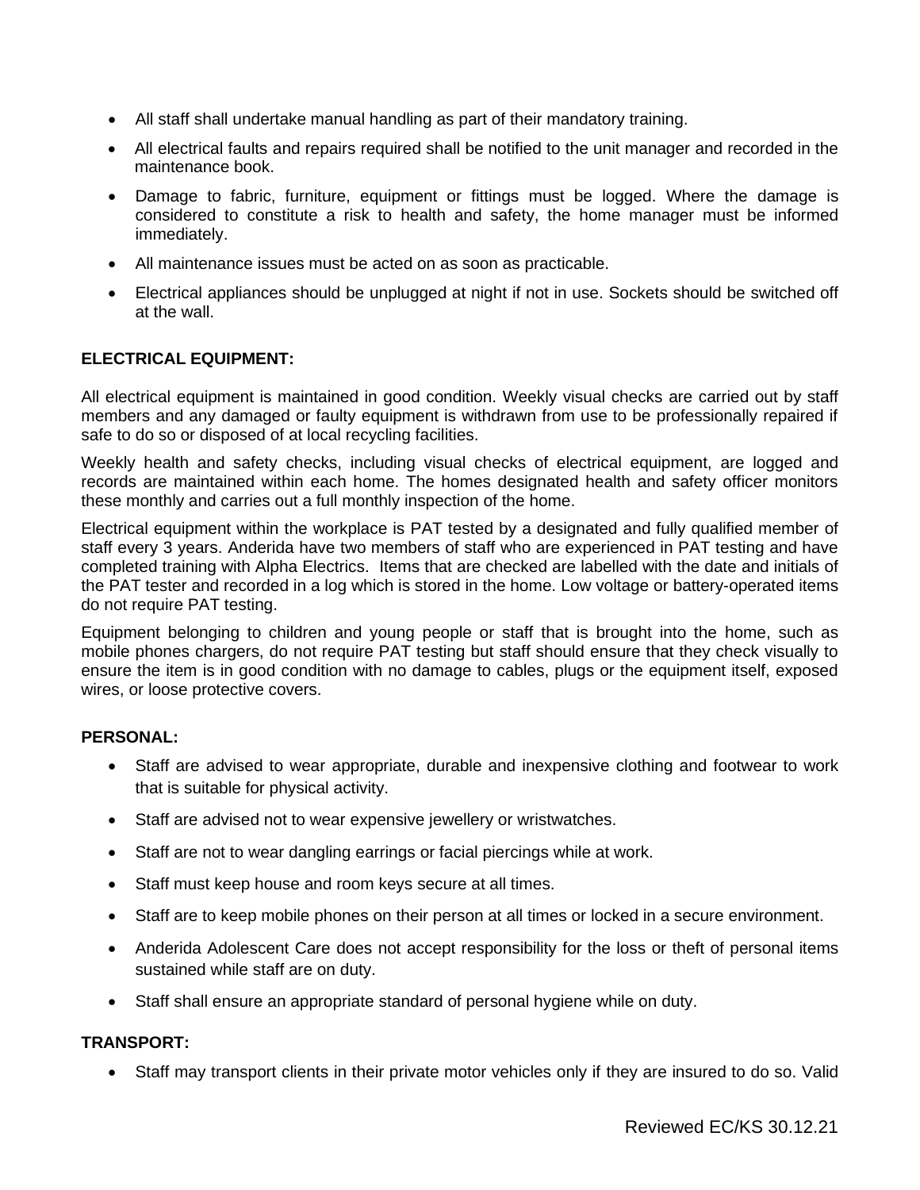- All staff shall undertake manual handling as part of their mandatory training.
- All electrical faults and repairs required shall be notified to the unit manager and recorded in the maintenance book.
- Damage to fabric, furniture, equipment or fittings must be logged. Where the damage is considered to constitute a risk to health and safety, the home manager must be informed immediately.
- All maintenance issues must be acted on as soon as practicable.
- Electrical appliances should be unplugged at night if not in use. Sockets should be switched off at the wall.

**ELECTRICAL EQUIPMENT:**

All electrical equipment is maintained in good condition. Weekly visual checks are carried out by staff members and any damaged or faulty equipment is withdrawn from use to be professionally repaired if safe to do so or disposed of at local recycling facilities.

Weekly health and safety checks, including visual checks of electrical equipment, are logged and records are maintained within each home. The homes designated health and safety officer monitors these monthly and carries out a full monthly inspection of the home.

Electrical equipment within the workplace is PAT tested by a designated and fully qualified member of staff every 3 years. Anderida have two members of staff who are experienced in PAT testing and have completed training with Alpha Electrics. Items that are checked are labelled with the date and initials of the PAT tester and recorded in a log which is stored in the home. Low voltage or battery-operated items do not require PAT testing.

Equipment belonging to children and young people or staff that is brought into the home, such as mobile phones chargers, do not require PAT testing but staff should ensure that they check visually to ensure the item is in good condition with no damage to cables, plugs or the equipment itself, exposed wires, or loose protective covers.

**PERSONAL:**

- Staff are advised to wear appropriate, durable and inexpensive clothing and footwear to work that is suitable for physical activity.
- Staff are advised not to wear expensive jewellery or wristwatches.
- Staff are not to wear dangling earrings or facial piercings while at work.
- Staff must keep house and room keys secure at all times.
- Staff are to keep mobile phones on their person at all times or locked in a secure environment.
- Anderida Adolescent Care does not accept responsibility for the loss or theft of personal items sustained while staff are on duty.
- Staff shall ensure an appropriate standard of personal hygiene while on duty.

**TRANSPORT:**

- Staff may transport clients in their private motor vehicles only if they are insured to do so. Valid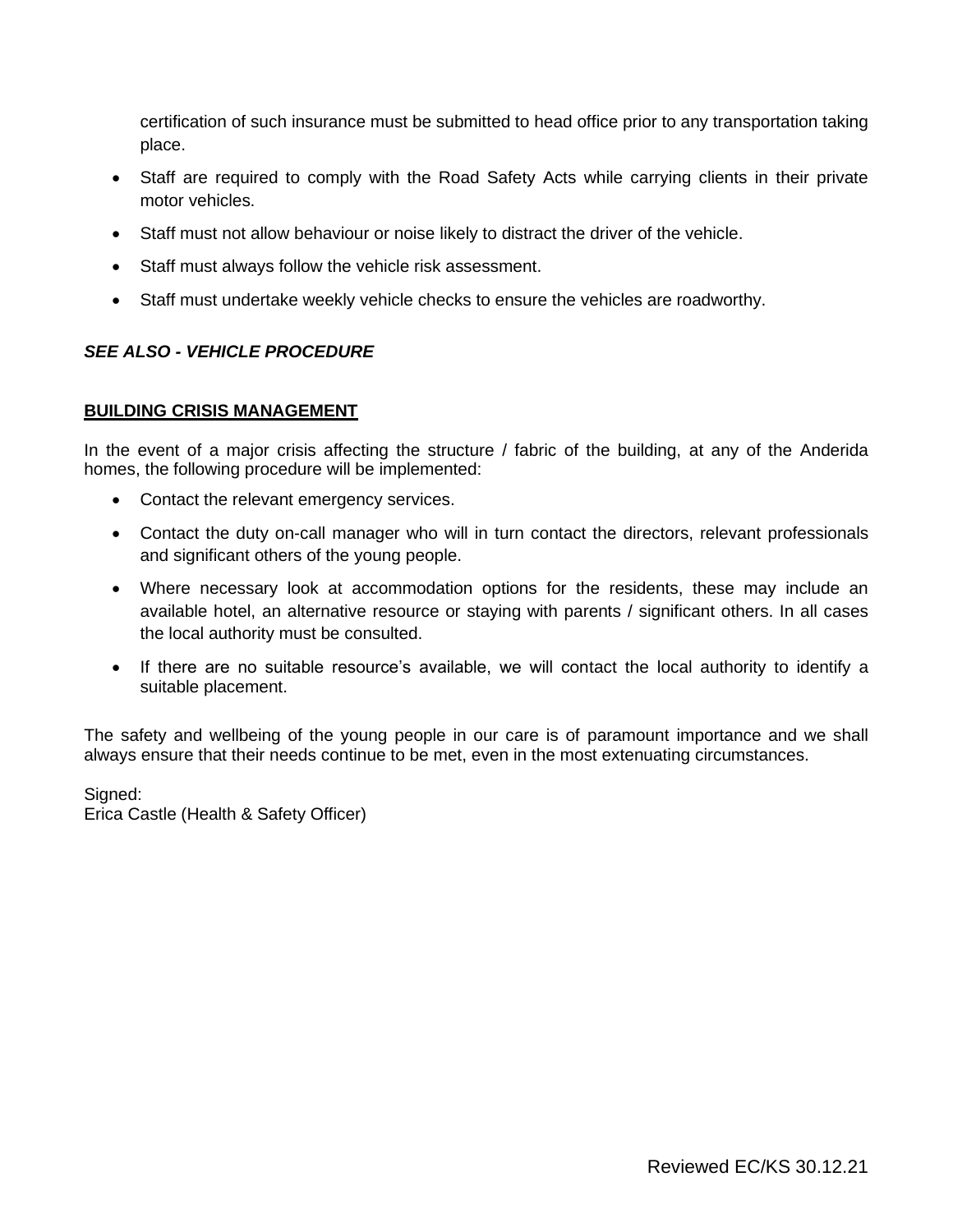certification of such insurance must be submitted to head office prior to any transportation taking place.

- Staff are required to comply with the Road Safety Acts while carrying clients in their private motor vehicles.
- Staff must not allow behaviour or noise likely to distract the driver of the vehicle.
- Staff must always follow the vehicle risk assessment.
- Staff must undertake weekly vehicle checks to ensure the vehicles are roadworthy.

***SEE ALSO - VEHICLE PROCEDURE***

## BUILDING CRISIS MANAGEMENT

In the event of a major crisis affecting the structure / fabric of the building, at any of the Anderida homes, the following procedure will be implemented:

- Contact the relevant emergency services.
- Contact the duty on-call manager who will in turn contact the directors, relevant professionals and significant others of the young people.
- Where necessary look at accommodation options for the residents, these may include an available hotel, an alternative resource or staying with parents / significant others. In all cases the local authority must be consulted.
- If there are no suitable resource's available, we will contact the local authority to identify a suitable placement.

The safety and wellbeing of the young people in our care is of paramount importance and we shall always ensure that their needs continue to be met, even in the most extenuating circumstances.

Signed:
Erica Castle (Health & Safety Officer)

Reviewed EC/KS 30.12.21